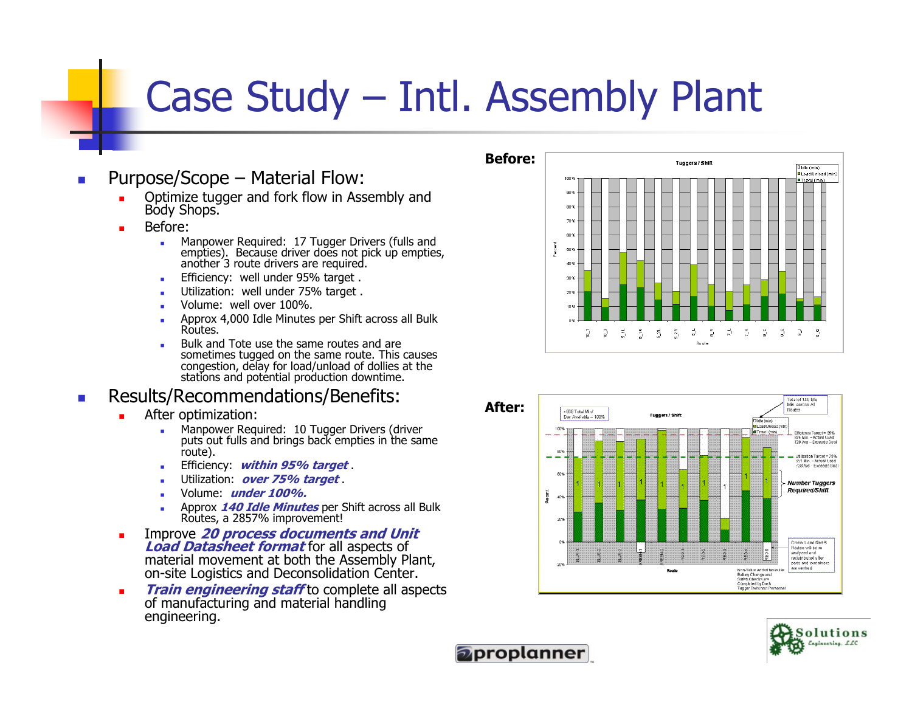# Case Study – Intl. Assembly Plant

- Purpose/Scope – Material Flow:
  - Optimize tugger and fork flow in Assembly and Body Shops.
  - Before:
    - Manpower Required: 17 Tugger Drivers (fulls and empties). Because driver does not pick up empties, another 3 route drivers are required.
    - Efficiency: well under 95% target .
    - Utilization: well under 75% target .
    - Volume: well over 100%.
    - Approx 4,000 Idle Minutes per Shift across all Bulk Routes.
    - Bulk and Tote use the same routes and are sometimes tugged on the same route. This causes congestion, delay for load/unload of dollies at the stations and potential production downtime.
- Results/Recommendations/Benefits:
  - After optimization:
    - Manpower Required: 10 Tugger Drivers (driver puts out fulls and brings back empties in the same route).
    - Efficiency: ***within 95% target*** .
    - Utilization: ***over 75% target*** .
    - Volume: ***under 100%.***
    - Approx ***140 Idle Minutes*** per Shift across all Bulk Routes, a 2857% improvement!
  - Improve ***20 process documents and Unit Load Datasheet format*** for all aspects of material movement at both the Assembly Plant, on-site Logistics and Deconsolidation Center.
  - ***Train engineering staff*** to complete all aspects of manufacturing and material handling engineering.

**Before:**

**After:**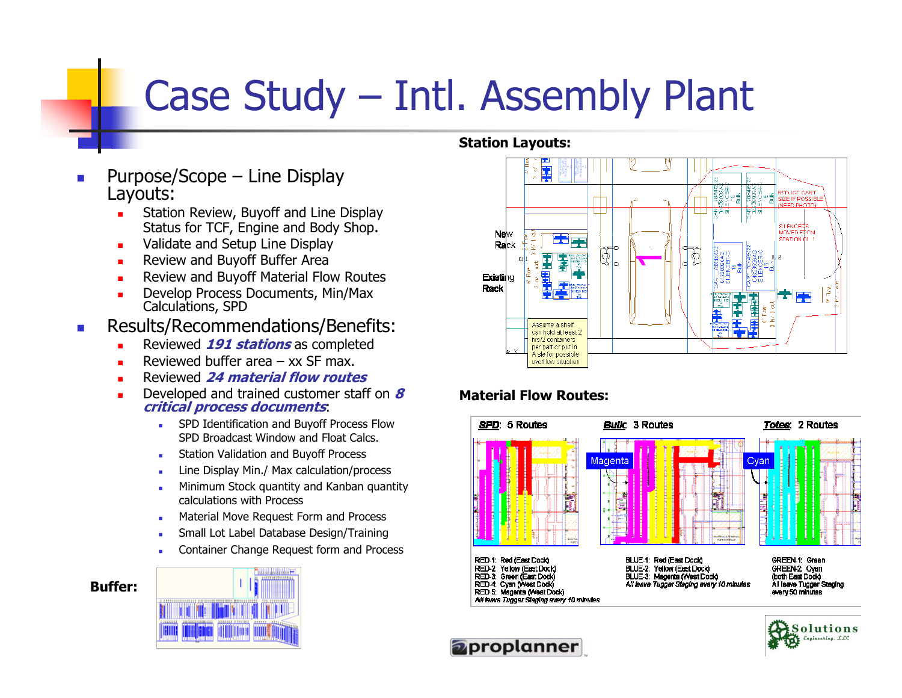# Case Study – Intl. Assembly Plant

- Purpose/Scope – Line Display Layouts:
  - Station Review, Buyoff and Line Display Status for TCF, Engine and Body Shop.
  - Validate and Setup Line Display
  - Review and Buyoff Buffer Area
  - Review and Buyoff Material Flow Routes
  - Develop Process Documents, Min/Max Calculations, SPD
- Results/Recommendations/Benefits:
  - Reviewed ***191 stations*** as completed
  - Reviewed buffer area – xx SF max.
  - Reviewed ***24 material flow routes***
  - Developed and trained customer staff on ***8 critical process documents***:
    - SPD Identification and Buyoff Process Flow SPD Broadcast Window and Float Calcs.
    - Station Validation and Buyoff Process
    - Line Display Min./ Max calculation/process
    - Minimum Stock quantity and Kanban quantity calculations with Process
    - Material Move Request Form and Process
    - Small Lot Label Database Design/Training
    - Container Change Request form and Process

**Station Layouts:**

New Rack

Existing Rack

Assume a shelf can hold at least 2 hrs/2 containers per part or put in A sle for possible overflow situation

REDUCE CART SIZE IF POSSIBLE (NEED PHOTO)

SILENCERS MOVED FROM STATION 01-1

**Material Flow Routes:**

***SPD***: 5 Routes

RED-1: Red (East Dock)
RED-2: Yellow (East Dock)
RED-3: Green (East Dock)
RED-4: Cyan (West Dock)
RED-5: Magenta (West Dock)
*All leave Tugger Staging every 10 minutes*

***Bulk***: 3 Routes

Magenta

BLUE-1: Red (East Dock)
BLUE-2: Yellow (East Dock)
BLUE-3: Magenta (West Dock)
*All leave Tugger Staging every 10 minutes*

***Totes***: 2 Routes

Cyan

GREEN-1: Green
GREEN-2: Cyan
(both East Dock)
All leave Tugger Staging every 50 minutes

**Buffer:**

proplanner

Solutions Engineering, LLC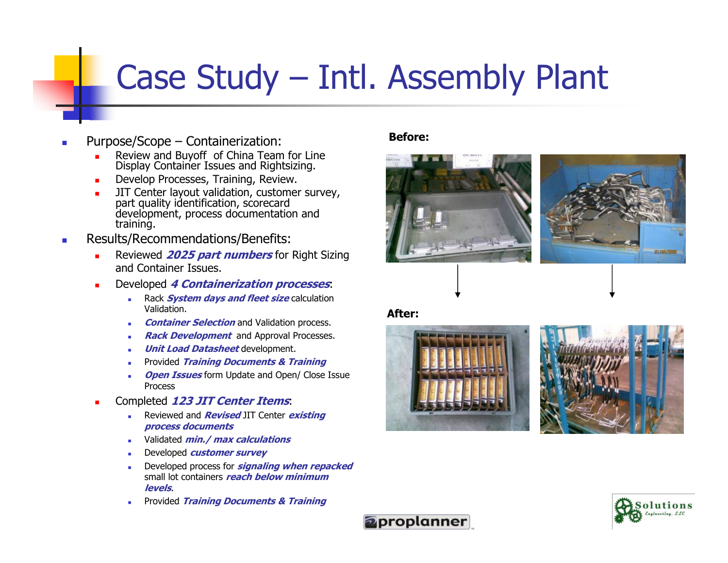# Case Study – Intl. Assembly Plant

- Purpose/Scope – Containerization:
  - Review and Buyoff of China Team for Line Display Container Issues and Rightsizing.
  - Develop Processes, Training, Review.
  - JIT Center layout validation, customer survey, part quality identification, scorecard development, process documentation and training.
- Results/Recommendations/Benefits:
  - Reviewed ***2025 part numbers*** for Right Sizing and Container Issues.
  - Developed ***4 Containerization processes***:
    - Rack ***System days and fleet size*** calculation Validation.
    - ***Container Selection*** and Validation process.
    - ***Rack Development*** and Approval Processes.
    - ***Unit Load Datasheet*** development.
    - Provided ***Training Documents & Training***
    - ***Open Issues*** form Update and Open/ Close Issue Process
  - Completed ***123 JIT Center Items***:
    - Reviewed and ***Revised*** JIT Center ***existing process documents***
    - Validated ***min./ max calculations***
    - Developed ***customer survey***
    - Developed process for ***signaling when repacked*** small lot containers ***reach below minimum levels***.
    - Provided ***Training Documents & Training***

**Before:**

**After:**